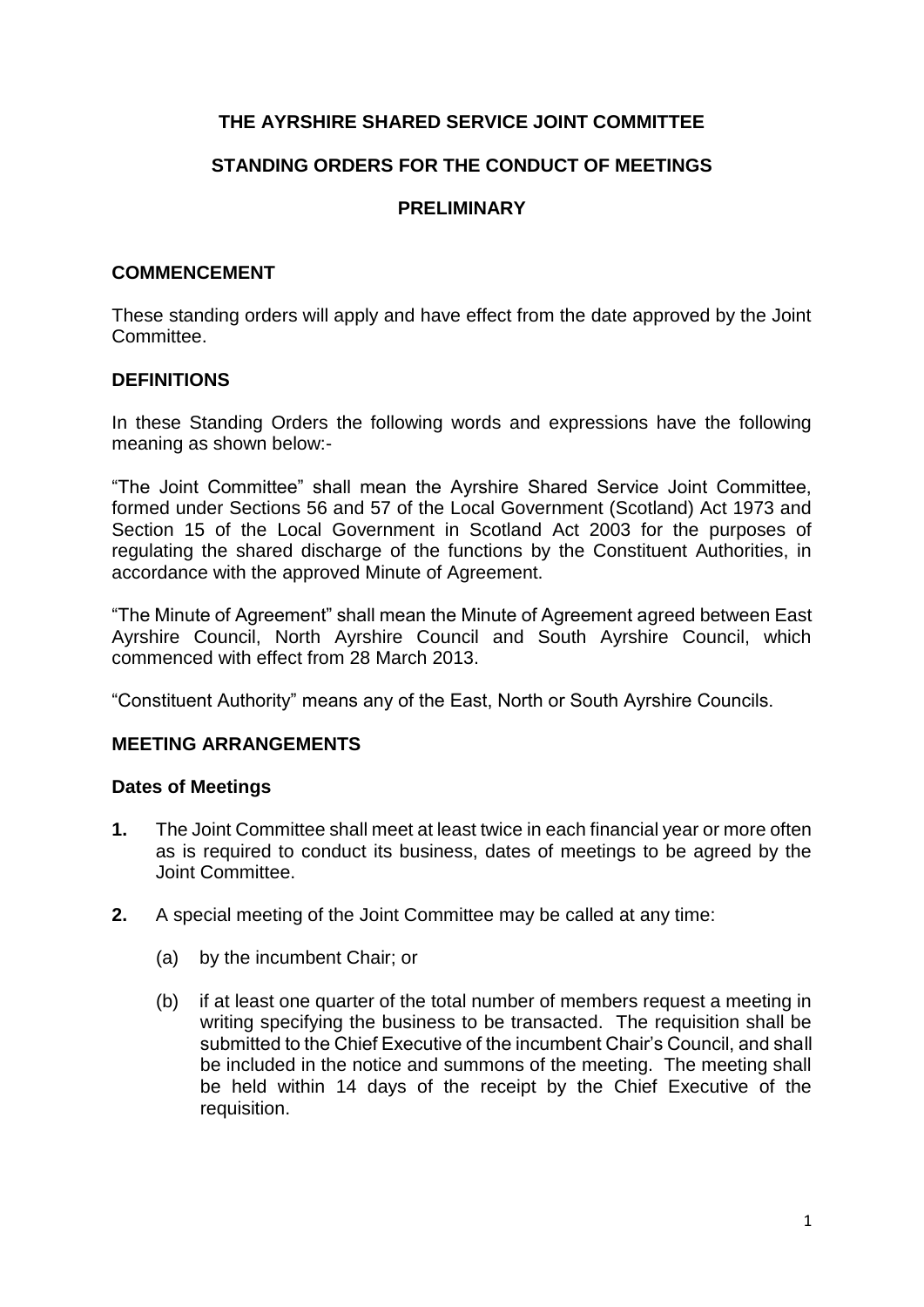# THE AYRSHIRE SHARED SERVICE JOINT COMMITTEE

## STANDING ORDERS FOR THE CONDUCT OF MEETINGS

## PRELIMINARY

### COMMENCEMENT

These standing orders will apply and have effect from the date approved by the Joint Committee.

### DEFINITIONS

In these Standing Orders the following words and expressions have the following meaning as shown below:-

"The Joint Committee" shall mean the Ayrshire Shared Service Joint Committee, formed under Sections 56 and 57 of the Local Government (Scotland) Act 1973 and Section 15 of the Local Government in Scotland Act 2003 for the purposes of regulating the shared discharge of the functions by the Constituent Authorities, in accordance with the approved Minute of Agreement.

"The Minute of Agreement" shall mean the Minute of Agreement agreed between East Ayrshire Council, North Ayrshire Council and South Ayrshire Council, which commenced with effect from 28 March 2013.

"Constituent Authority" means any of the East, North or South Ayrshire Councils.

### MEETING ARRANGEMENTS

#### Dates of Meetings

**1.** The Joint Committee shall meet at least twice in each financial year or more often as is required to conduct its business, dates of meetings to be agreed by the Joint Committee.

**2.** A special meeting of the Joint Committee may be called at any time:

(a) by the incumbent Chair; or

(b) if at least one quarter of the total number of members request a meeting in writing specifying the business to be transacted. The requisition shall be submitted to the Chief Executive of the incumbent Chair's Council, and shall be included in the notice and summons of the meeting. The meeting shall be held within 14 days of the receipt by the Chief Executive of the requisition.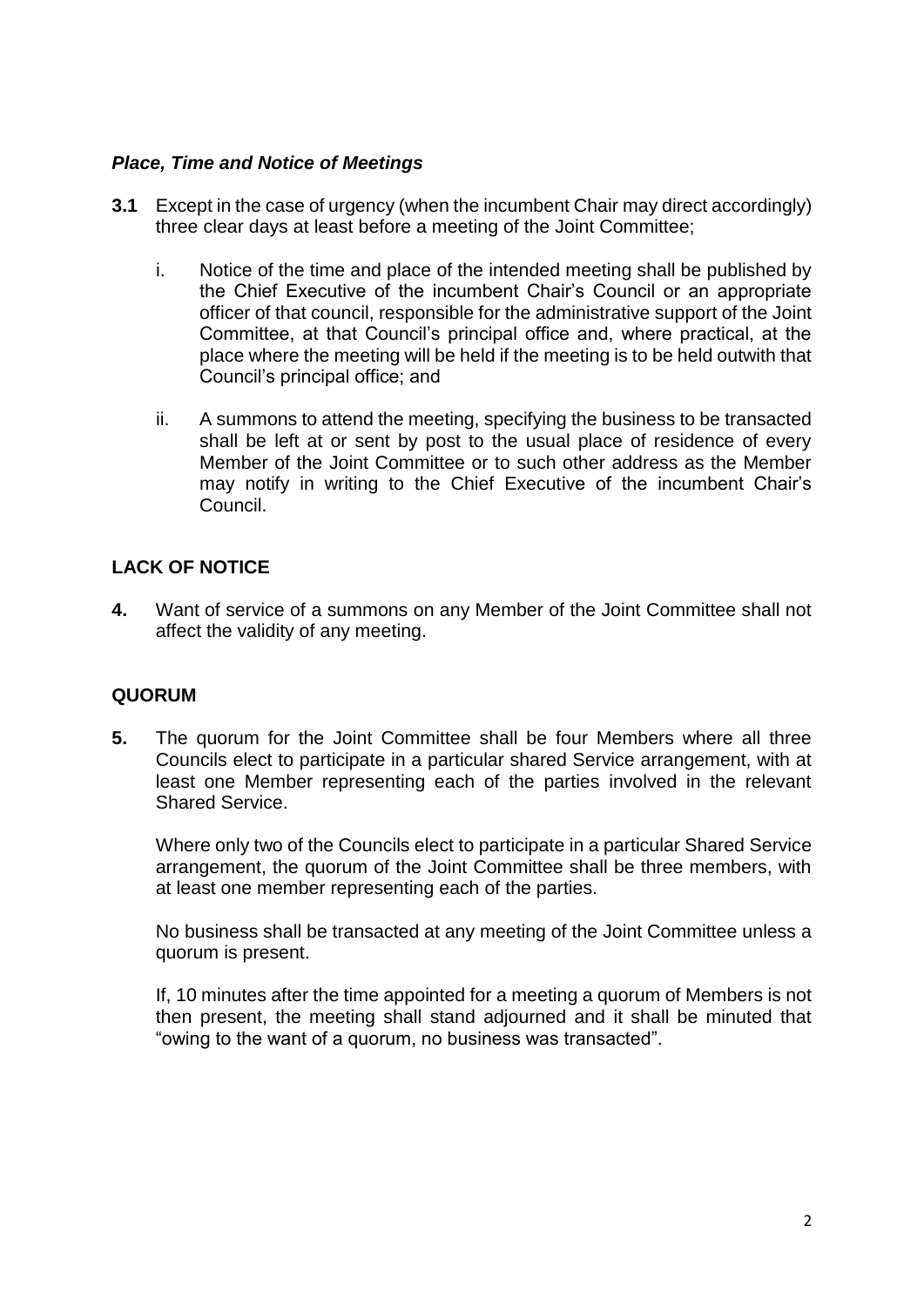### *Place, Time and Notice of Meetings*

**3.1** Except in the case of urgency (when the incumbent Chair may direct accordingly) three clear days at least before a meeting of the Joint Committee;

i. Notice of the time and place of the intended meeting shall be published by the Chief Executive of the incumbent Chair's Council or an appropriate officer of that council, responsible for the administrative support of the Joint Committee, at that Council's principal office and, where practical, at the place where the meeting will be held if the meeting is to be held outwith that Council's principal office; and

ii. A summons to attend the meeting, specifying the business to be transacted shall be left at or sent by post to the usual place of residence of every Member of the Joint Committee or to such other address as the Member may notify in writing to the Chief Executive of the incumbent Chair's Council.

## LACK OF NOTICE

**4.** Want of service of a summons on any Member of the Joint Committee shall not affect the validity of any meeting.

## QUORUM

**5.** The quorum for the Joint Committee shall be four Members where all three Councils elect to participate in a particular shared Service arrangement, with at least one Member representing each of the parties involved in the relevant Shared Service.

Where only two of the Councils elect to participate in a particular Shared Service arrangement, the quorum of the Joint Committee shall be three members, with at least one member representing each of the parties.

No business shall be transacted at any meeting of the Joint Committee unless a quorum is present.

If, 10 minutes after the time appointed for a meeting a quorum of Members is not then present, the meeting shall stand adjourned and it shall be minuted that "owing to the want of a quorum, no business was transacted".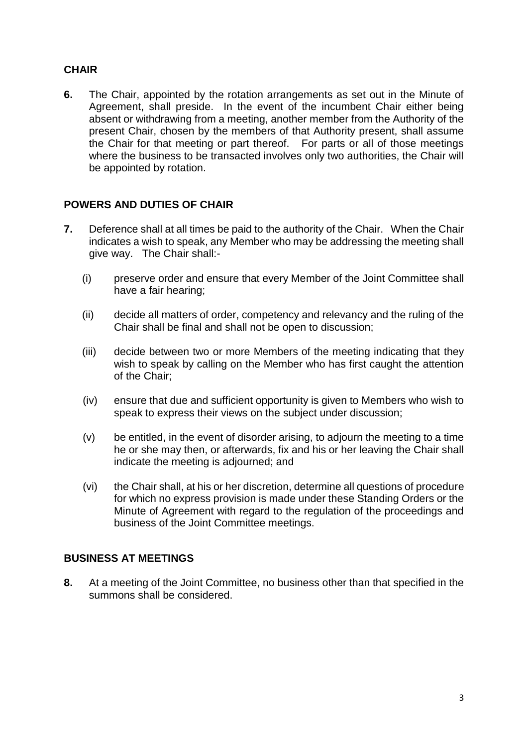## CHAIR

**6.** The Chair, appointed by the rotation arrangements as set out in the Minute of Agreement, shall preside. In the event of the incumbent Chair either being absent or withdrawing from a meeting, another member from the Authority of the present Chair, chosen by the members of that Authority present, shall assume the Chair for that meeting or part thereof. For parts or all of those meetings where the business to be transacted involves only two authorities, the Chair will be appointed by rotation.

## POWERS AND DUTIES OF CHAIR

**7.** Deference shall at all times be paid to the authority of the Chair. When the Chair indicates a wish to speak, any Member who may be addressing the meeting shall give way. The Chair shall:-

(i) preserve order and ensure that every Member of the Joint Committee shall have a fair hearing;

(ii) decide all matters of order, competency and relevancy and the ruling of the Chair shall be final and shall not be open to discussion;

(iii) decide between two or more Members of the meeting indicating that they wish to speak by calling on the Member who has first caught the attention of the Chair;

(iv) ensure that due and sufficient opportunity is given to Members who wish to speak to express their views on the subject under discussion;

(v) be entitled, in the event of disorder arising, to adjourn the meeting to a time he or she may then, or afterwards, fix and his or her leaving the Chair shall indicate the meeting is adjourned; and

(vi) the Chair shall, at his or her discretion, determine all questions of procedure for which no express provision is made under these Standing Orders or the Minute of Agreement with regard to the regulation of the proceedings and business of the Joint Committee meetings.

## BUSINESS AT MEETINGS

**8.** At a meeting of the Joint Committee, no business other than that specified in the summons shall be considered.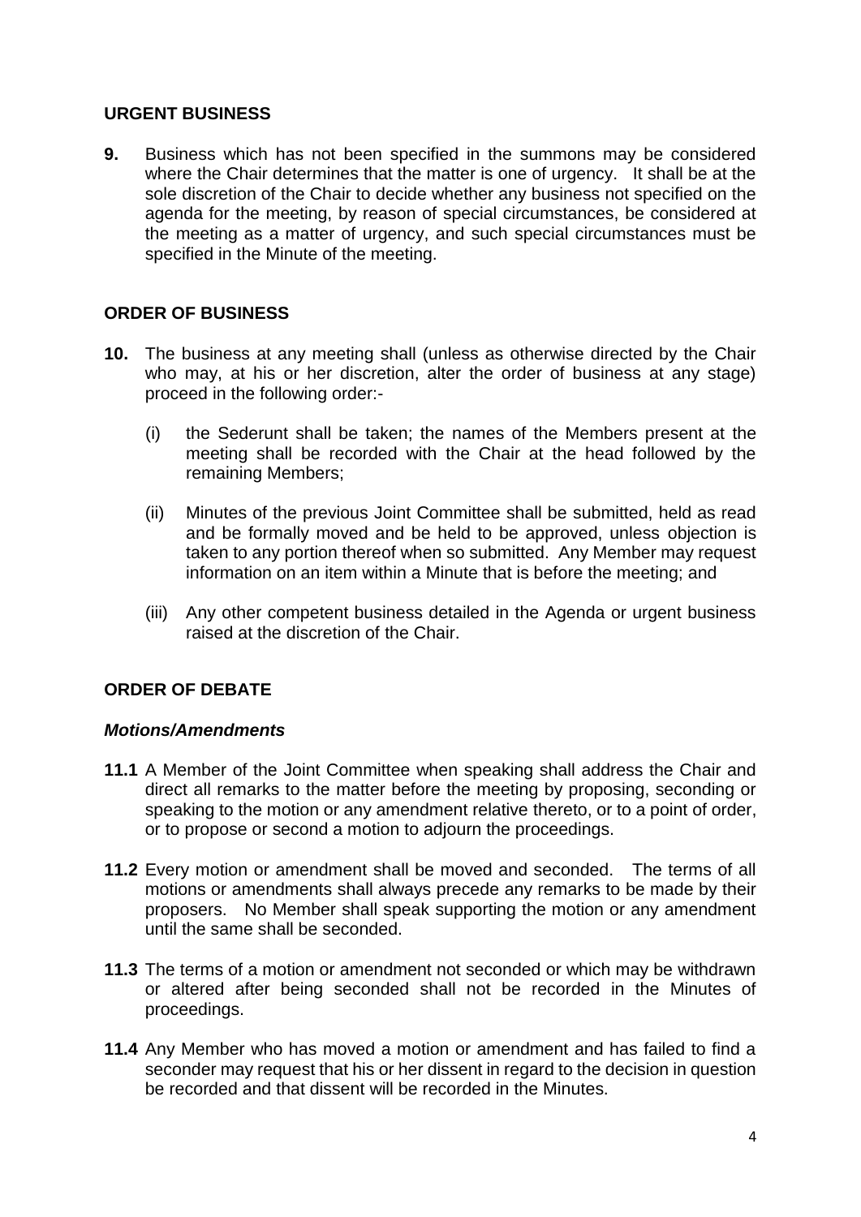## URGENT BUSINESS

**9.** Business which has not been specified in the summons may be considered where the Chair determines that the matter is one of urgency. It shall be at the sole discretion of the Chair to decide whether any business not specified on the agenda for the meeting, by reason of special circumstances, be considered at the meeting as a matter of urgency, and such special circumstances must be specified in the Minute of the meeting.

## ORDER OF BUSINESS

**10.** The business at any meeting shall (unless as otherwise directed by the Chair who may, at his or her discretion, alter the order of business at any stage) proceed in the following order:-

(i) the Sederunt shall be taken; the names of the Members present at the meeting shall be recorded with the Chair at the head followed by the remaining Members;

(ii) Minutes of the previous Joint Committee shall be submitted, held as read and be formally moved and be held to be approved, unless objection is taken to any portion thereof when so submitted. Any Member may request information on an item within a Minute that is before the meeting; and

(iii) Any other competent business detailed in the Agenda or urgent business raised at the discretion of the Chair.

## ORDER OF DEBATE

### *Motions/Amendments*

**11.1** A Member of the Joint Committee when speaking shall address the Chair and direct all remarks to the matter before the meeting by proposing, seconding or speaking to the motion or any amendment relative thereto, or to a point of order, or to propose or second a motion to adjourn the proceedings.

**11.2** Every motion or amendment shall be moved and seconded. The terms of all motions or amendments shall always precede any remarks to be made by their proposers. No Member shall speak supporting the motion or any amendment until the same shall be seconded.

**11.3** The terms of a motion or amendment not seconded or which may be withdrawn or altered after being seconded shall not be recorded in the Minutes of proceedings.

**11.4** Any Member who has moved a motion or amendment and has failed to find a seconder may request that his or her dissent in regard to the decision in question be recorded and that dissent will be recorded in the Minutes.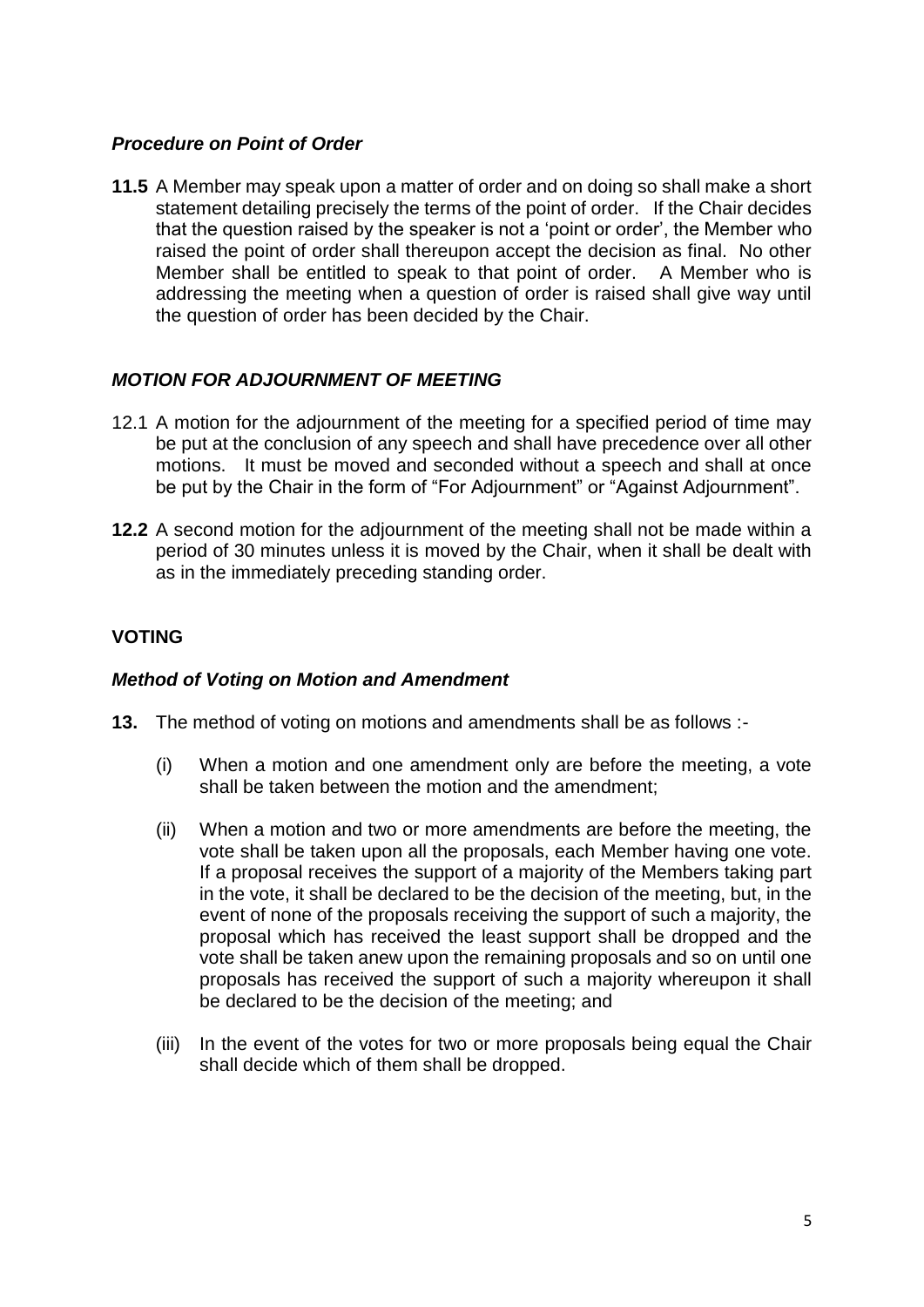### *Procedure on Point of Order*

**11.5** A Member may speak upon a matter of order and on doing so shall make a short statement detailing precisely the terms of the point of order. If the Chair decides that the question raised by the speaker is not a 'point or order', the Member who raised the point of order shall thereupon accept the decision as final. No other Member shall be entitled to speak to that point of order. A Member who is addressing the meeting when a question of order is raised shall give way until the question of order has been decided by the Chair.

## *MOTION FOR ADJOURNMENT OF MEETING*

12.1 A motion for the adjournment of the meeting for a specified period of time may be put at the conclusion of any speech and shall have precedence over all other motions. It must be moved and seconded without a speech and shall at once be put by the Chair in the form of "For Adjournment" or "Against Adjournment".

**12.2** A second motion for the adjournment of the meeting shall not be made within a period of 30 minutes unless it is moved by the Chair, when it shall be dealt with as in the immediately preceding standing order.

## **VOTING**

### *Method of Voting on Motion and Amendment*

**13.** The method of voting on motions and amendments shall be as follows :-

(i) When a motion and one amendment only are before the meeting, a vote shall be taken between the motion and the amendment;

(ii) When a motion and two or more amendments are before the meeting, the vote shall be taken upon all the proposals, each Member having one vote. If a proposal receives the support of a majority of the Members taking part in the vote, it shall be declared to be the decision of the meeting, but, in the event of none of the proposals receiving the support of such a majority, the proposal which has received the least support shall be dropped and the vote shall be taken anew upon the remaining proposals and so on until one proposals has received the support of such a majority whereupon it shall be declared to be the decision of the meeting; and

(iii) In the event of the votes for two or more proposals being equal the Chair shall decide which of them shall be dropped.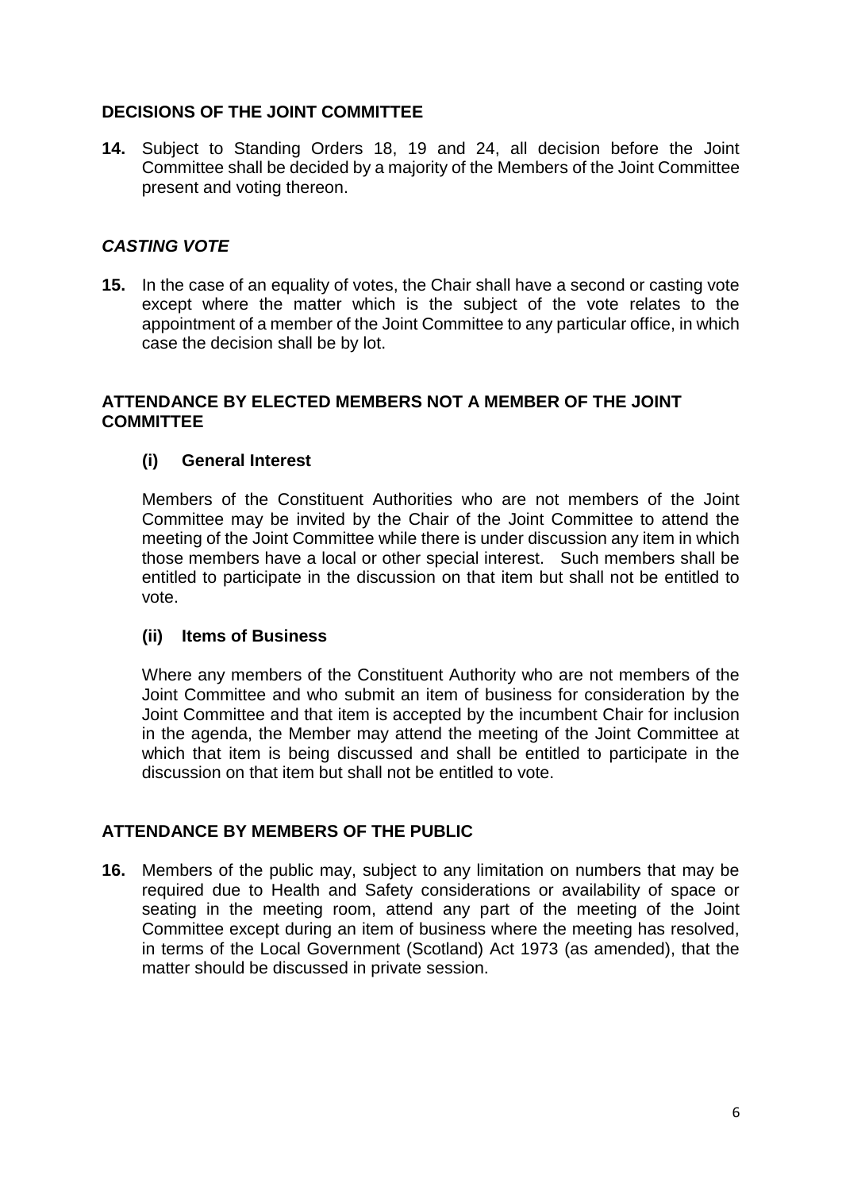## DECISIONS OF THE JOINT COMMITTEE

**14.** Subject to Standing Orders 18, 19 and 24, all decision before the Joint Committee shall be decided by a majority of the Members of the Joint Committee present and voting thereon.

### *CASTING VOTE*

**15.** In the case of an equality of votes, the Chair shall have a second or casting vote except where the matter which is the subject of the vote relates to the appointment of a member of the Joint Committee to any particular office, in which case the decision shall be by lot.

## ATTENDANCE BY ELECTED MEMBERS NOT A MEMBER OF THE JOINT COMMITTEE

### (i) General Interest

Members of the Constituent Authorities who are not members of the Joint Committee may be invited by the Chair of the Joint Committee to attend the meeting of the Joint Committee while there is under discussion any item in which those members have a local or other special interest. Such members shall be entitled to participate in the discussion on that item but shall not be entitled to vote.

### (ii) Items of Business

Where any members of the Constituent Authority who are not members of the Joint Committee and who submit an item of business for consideration by the Joint Committee and that item is accepted by the incumbent Chair for inclusion in the agenda, the Member may attend the meeting of the Joint Committee at which that item is being discussed and shall be entitled to participate in the discussion on that item but shall not be entitled to vote.

## ATTENDANCE BY MEMBERS OF THE PUBLIC

**16.** Members of the public may, subject to any limitation on numbers that may be required due to Health and Safety considerations or availability of space or seating in the meeting room, attend any part of the meeting of the Joint Committee except during an item of business where the meeting has resolved, in terms of the Local Government (Scotland) Act 1973 (as amended), that the matter should be discussed in private session.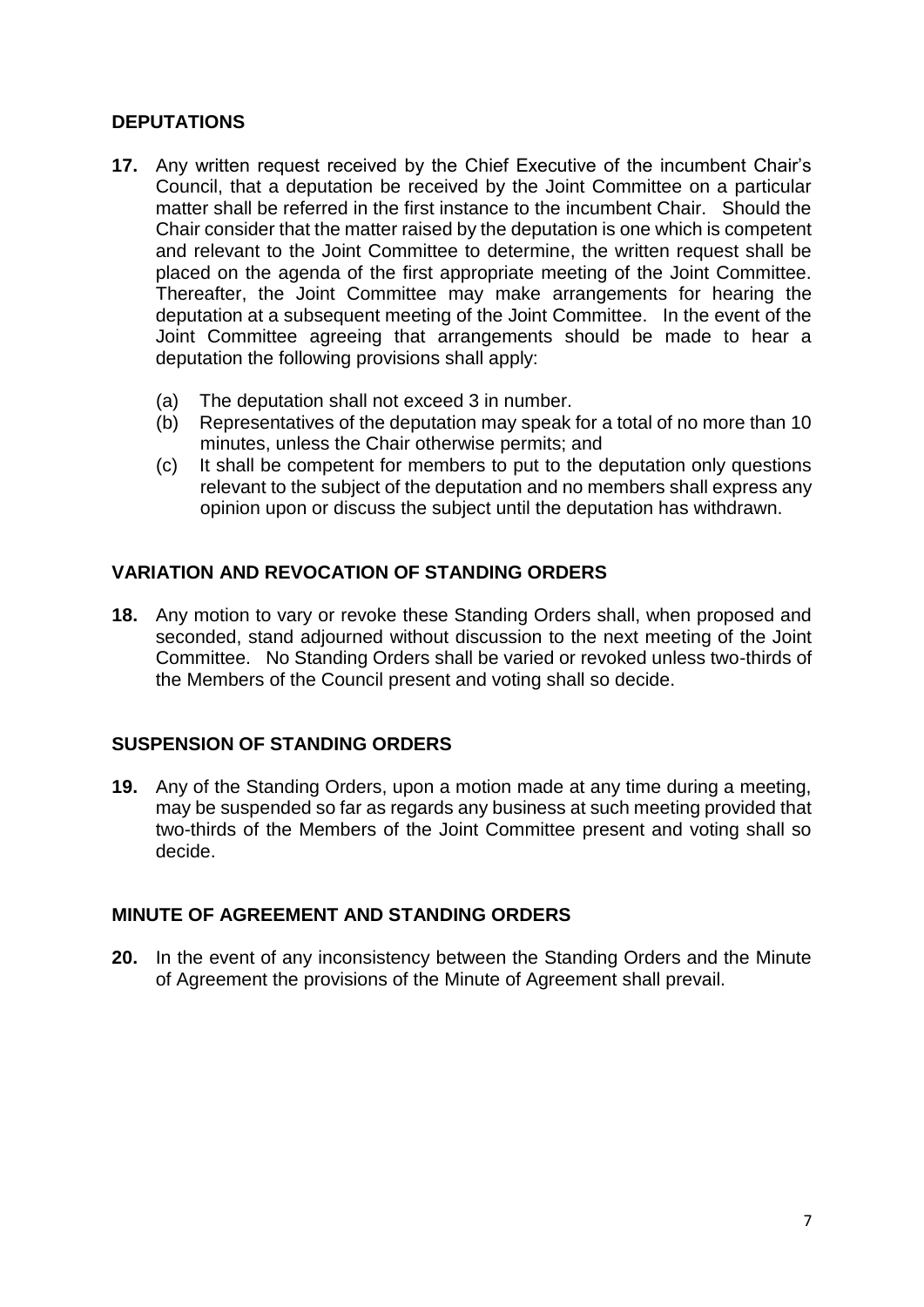## DEPUTATIONS

**17.** Any written request received by the Chief Executive of the incumbent Chair's Council, that a deputation be received by the Joint Committee on a particular matter shall be referred in the first instance to the incumbent Chair. Should the Chair consider that the matter raised by the deputation is one which is competent and relevant to the Joint Committee to determine, the written request shall be placed on the agenda of the first appropriate meeting of the Joint Committee. Thereafter, the Joint Committee may make arrangements for hearing the deputation at a subsequent meeting of the Joint Committee. In the event of the Joint Committee agreeing that arrangements should be made to hear a deputation the following provisions shall apply:

(a) The deputation shall not exceed 3 in number.
(b) Representatives of the deputation may speak for a total of no more than 10 minutes, unless the Chair otherwise permits; and
(c) It shall be competent for members to put to the deputation only questions relevant to the subject of the deputation and no members shall express any opinion upon or discuss the subject until the deputation has withdrawn.

## VARIATION AND REVOCATION OF STANDING ORDERS

**18.** Any motion to vary or revoke these Standing Orders shall, when proposed and seconded, stand adjourned without discussion to the next meeting of the Joint Committee. No Standing Orders shall be varied or revoked unless two-thirds of the Members of the Council present and voting shall so decide.

## SUSPENSION OF STANDING ORDERS

**19.** Any of the Standing Orders, upon a motion made at any time during a meeting, may be suspended so far as regards any business at such meeting provided that two-thirds of the Members of the Joint Committee present and voting shall so decide.

## MINUTE OF AGREEMENT AND STANDING ORDERS

**20.** In the event of any inconsistency between the Standing Orders and the Minute of Agreement the provisions of the Minute of Agreement shall prevail.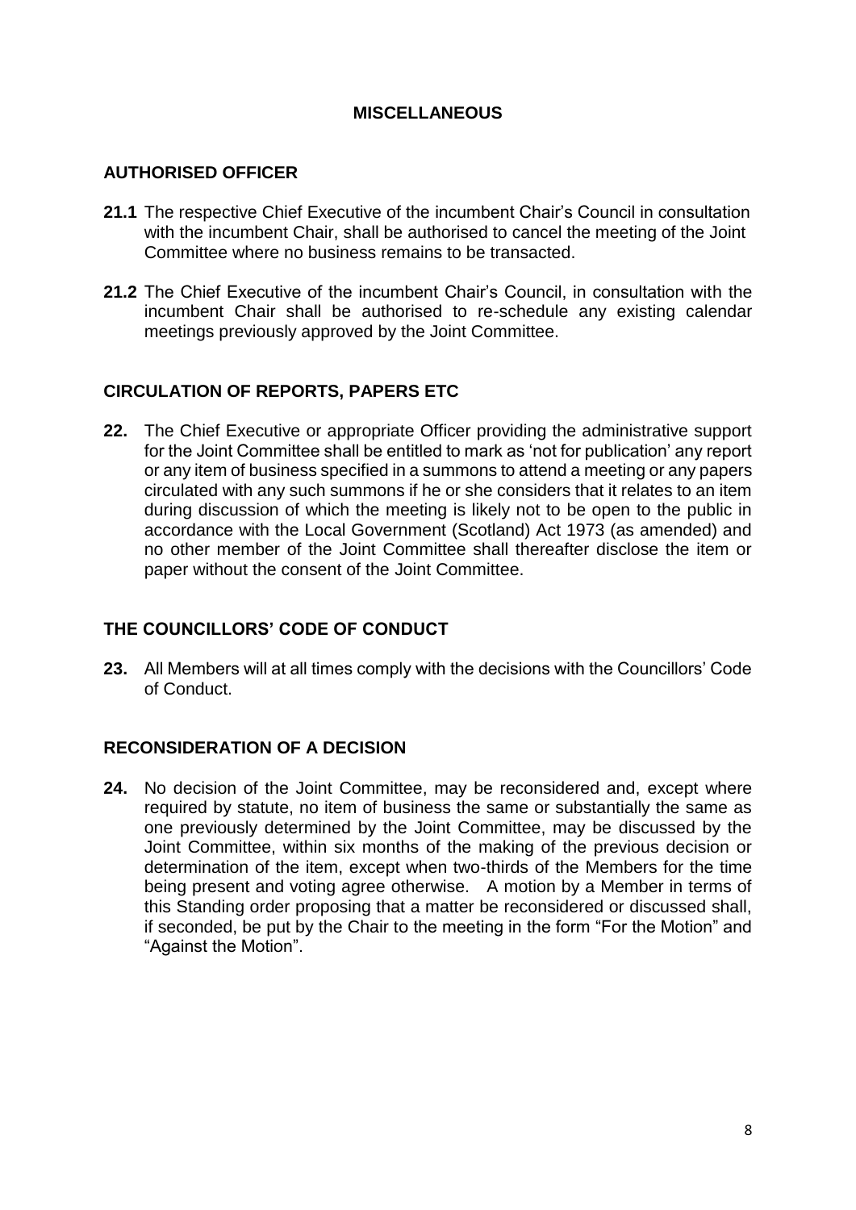## MISCELLANEOUS

### AUTHORISED OFFICER

**21.1** The respective Chief Executive of the incumbent Chair's Council in consultation with the incumbent Chair, shall be authorised to cancel the meeting of the Joint Committee where no business remains to be transacted.

**21.2** The Chief Executive of the incumbent Chair's Council, in consultation with the incumbent Chair shall be authorised to re-schedule any existing calendar meetings previously approved by the Joint Committee.

### CIRCULATION OF REPORTS, PAPERS ETC

**22.** The Chief Executive or appropriate Officer providing the administrative support for the Joint Committee shall be entitled to mark as 'not for publication' any report or any item of business specified in a summons to attend a meeting or any papers circulated with any such summons if he or she considers that it relates to an item during discussion of which the meeting is likely not to be open to the public in accordance with the Local Government (Scotland) Act 1973 (as amended) and no other member of the Joint Committee shall thereafter disclose the item or paper without the consent of the Joint Committee.

### THE COUNCILLORS' CODE OF CONDUCT

**23.** All Members will at all times comply with the decisions with the Councillors' Code of Conduct.

### RECONSIDERATION OF A DECISION

**24.** No decision of the Joint Committee, may be reconsidered and, except where required by statute, no item of business the same or substantially the same as one previously determined by the Joint Committee, may be discussed by the Joint Committee, within six months of the making of the previous decision or determination of the item, except when two-thirds of the Members for the time being present and voting agree otherwise. A motion by a Member in terms of this Standing order proposing that a matter be reconsidered or discussed shall, if seconded, be put by the Chair to the meeting in the form "For the Motion" and "Against the Motion".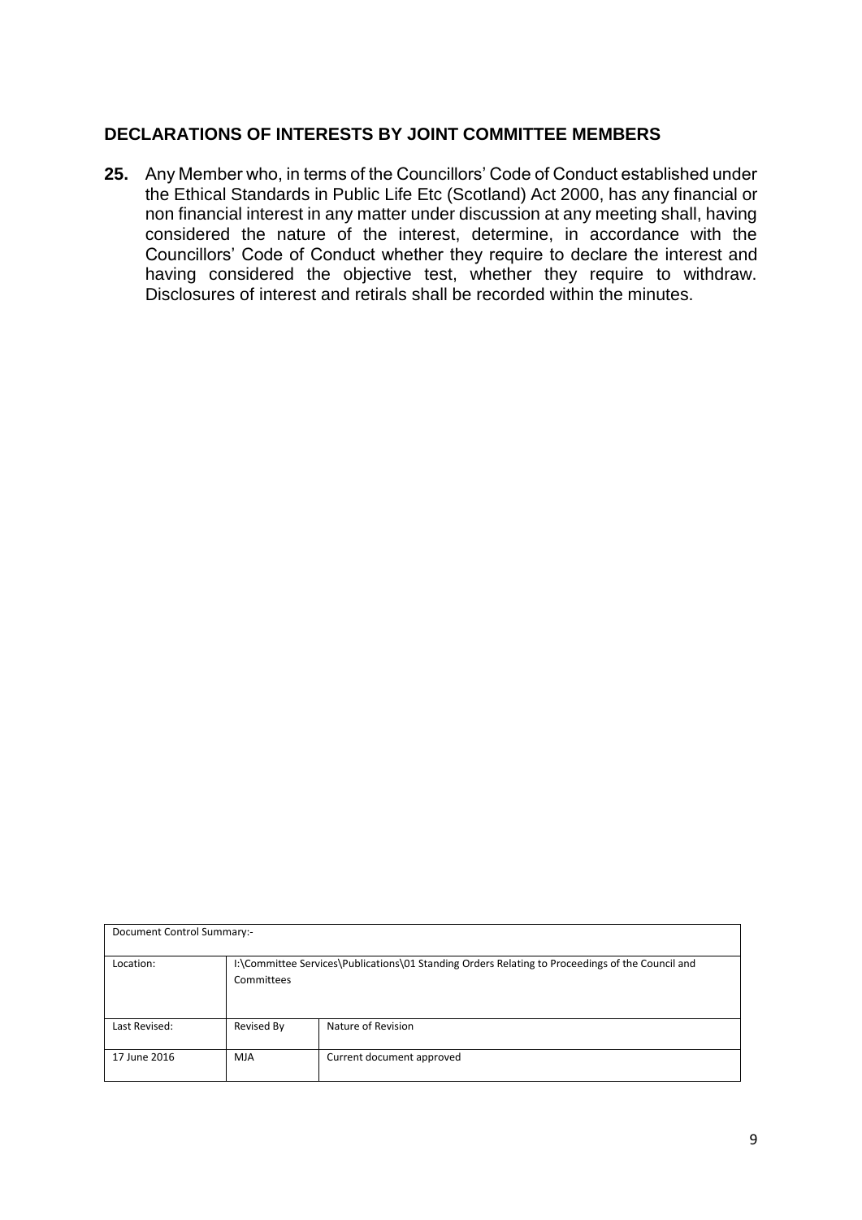## DECLARATIONS OF INTERESTS BY JOINT COMMITTEE MEMBERS

**25.** Any Member who, in terms of the Councillors' Code of Conduct established under the Ethical Standards in Public Life Etc (Scotland) Act 2000, has any financial or non financial interest in any matter under discussion at any meeting shall, having considered the nature of the interest, determine, in accordance with the Councillors' Code of Conduct whether they require to declare the interest and having considered the objective test, whether they require to withdraw. Disclosures of interest and retirals shall be recorded within the minutes.

| | | |
|---|---|---|
| Document Control Summary:- | | |
| Location: | I:\Committee Services\Publications\01 Standing Orders Relating to Proceedings of the Council and Committees | |
| Last Revised: | Revised By | Nature of Revision |
| 17 June 2016 | MJA | Current document approved |